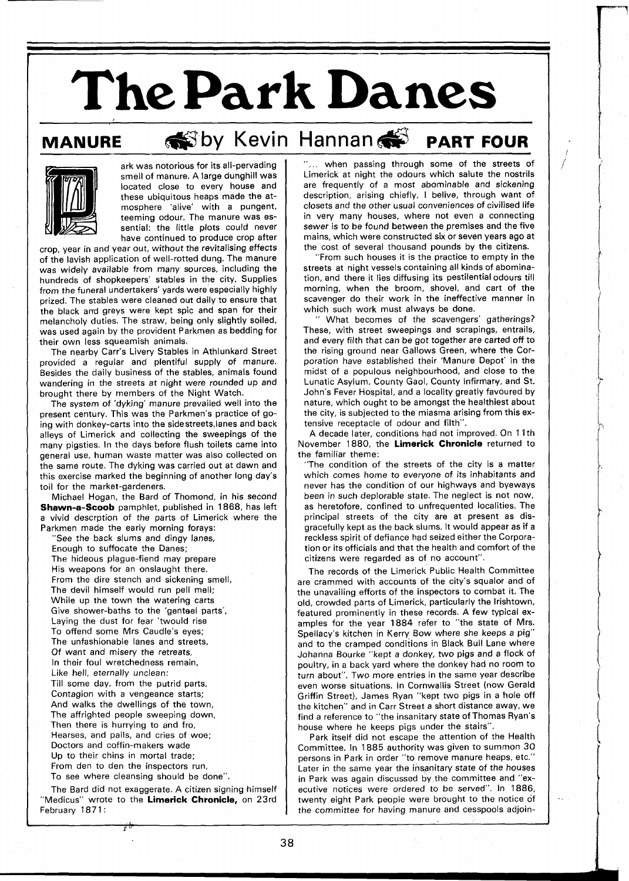# The Park Danes

## MANURE — by Kevin Hannan — PART FOUR

Park was notorious for its all-pervading smell of manure. A large dunghill was located close to every house and these ubiquitous heaps made the atmosphere 'alive' with a pungent, teeming odour. The manure was essential: the little plots could never have continued to produce crop after crop, year in and year out, without the revitalising effects of the lavish application of well-rotted dung. The manure was widely available from many sources, including the hundreds of shopkeepers' stables in the city. Supplies from the funeral undertakers' yards were especially highly prized. The stables were cleaned out daily to ensure that the black and greys were kept spic and span for their melancholy duties. The straw, being only slightly soiled, was used again by the provident Parkmen as bedding for their own less squeamish animals.

The nearby Carr's Livery Stables in Athlunkard Street provided a regular and plentiful supply of manure. Besides the daily business of the stables, animals found wandering in the streets at night were rounded up and brought there by members of the Night Watch.

The system of 'dyking' manure prevailed well into the present century. This was the Parkmen's practice of going with donkey-carts into the sidestreets,lanes and back alleys of Limerick and collecting the sweepings of the many pigsties. In the days before flush toilets came into general use, human waste matter was also collected on the same route. The dyking was carried out at dawn and this exercise marked the beginning of another long day's toil for the market-gardeners.

Michael Hogan, the Bard of Thomond, in his second **Shawn-a-Scoob** pamphlet, published in 1868, has left a vivid descrption of the parts of Limerick where the Parkmen made the early morning forays:

"See the back slums and dingy lanes,
Enough to suffocate the Danes;
The hideous plague-fiend may prepare
His weapons for an onslaught there.
From the dire stench and sickening smell,
The devil himself would run pell mell;
While up the town the watering carts
Give shower-baths to the 'genteel parts',
Laying the dust for fear 'twould rise
To offend some Mrs Caudle's eyes;
The unfashionable lanes and streets,
Of want and misery the retreats,
In their foul wretchedness remain,
Like hell, eternally unclean:
Till some day, from the putrid parts,
Contagion with a vengeance starts;
And walks the dwellings of the town,
The affrighted people sweeping down,
Then there is hurrying to and fro,
Hearses, and palls, and cries of woe;
Doctors and coffin-makers wade
Up to their chins in mortal trade;
From den to den the inspectors run,
To see where cleansing should be done".

The Bard did not exaggerate. A citizen signing himself "Medicus" wrote to the **Limerick Chronicle,** on 23rd February 1871:

"... when passing through some of the streets of Limerick at night the odours which salute the nostrils are frequently of a most abominable and sickening description, arising chiefly, I belive, through want of closets and the other usual conveniences of civilised life in very many houses, where not even a connecting sewer is to be found between the premises and the five mains, which were constructed six or seven years ago at the cost of several thousand pounds by the citizens.

"From such houses it is the practice to empty in the streets at night vessels containing all kinds of abomination, and there it lies diffusing its pestilential odours till morning, when the broom, shovel, and cart of the scavenger do their work in the ineffective manner in which such work must always be done.

" What becomes of the scavengers' gatherings? These, with street sweepings and scrapings, entrails, and every filth that can be got together are carted off to the rising ground near Gallows Green, where the Corporation have established their 'Manure Depot' in the midst of a populous neighbourhood, and close to the Lunatic Asylum, County Gaol, County Infirmary, and St. John's Fever Hospital, and a locality greatly favoured by nature, which ought to be amongst the healthiest about the city, is subjected to the miasma arising from this extensive receptacle of odour and filth".

A decade later, conditions had not improved. On 11th November 1880, the **Limerick Chronicle** returned to the familiar theme:

"The condition of the streets of the city is a matter which comes home to everyone of its inhabitants and never has the condition of our highways and byeways been in such deplorable state. The neglect is not now, as heretofore, confined to unfrequented localities. The principal streets of the city are at present as disgracefully kept as the back slums. It would appear as if a reckless spirit of defiance had seized either the Corporation or its officials and that the health and comfort of the citizens were regarded as of no account".

The records of the Limerick Public Health Committee are crammed with accounts of the city's squalor and of the unavailing efforts of the inspectors to combat it. The old, crowded parts of Limerick, particularly the Irishtown, featured prominently in these records. A few typical examples for the year 1884 refer to "the state of Mrs. Spellacy's kitchen in Kerry Bow where she keeps a pig" and to the cramped conditions in Black Bull Lane where Johanna Bourke "kept a donkey, two pigs and a flock of poultry, in a back yard where the donkey had no room to turn about". Two more entries in the same year describe even worse situations. In Cornwallis Street (now Gerald Griffin Street), James Ryan "kept two pigs in a hole off the kitchen" and in Carr Street a short distance away, we find a reference to "the insanitary state of Thomas Ryan's house where he keeps pigs under the stairs".

Park itself did not escape the attention of the Health Committee. In 1885 authority was given to summon 30 persons in Park in order "to remove manure heaps, etc." Later in the same year the insanitary state of the houses in Park was again discussed by the committee and "executive notices were ordered to be served". In 1886, twenty eight Park people were brought to the notice of the committee for having manure and cesspools adjoin-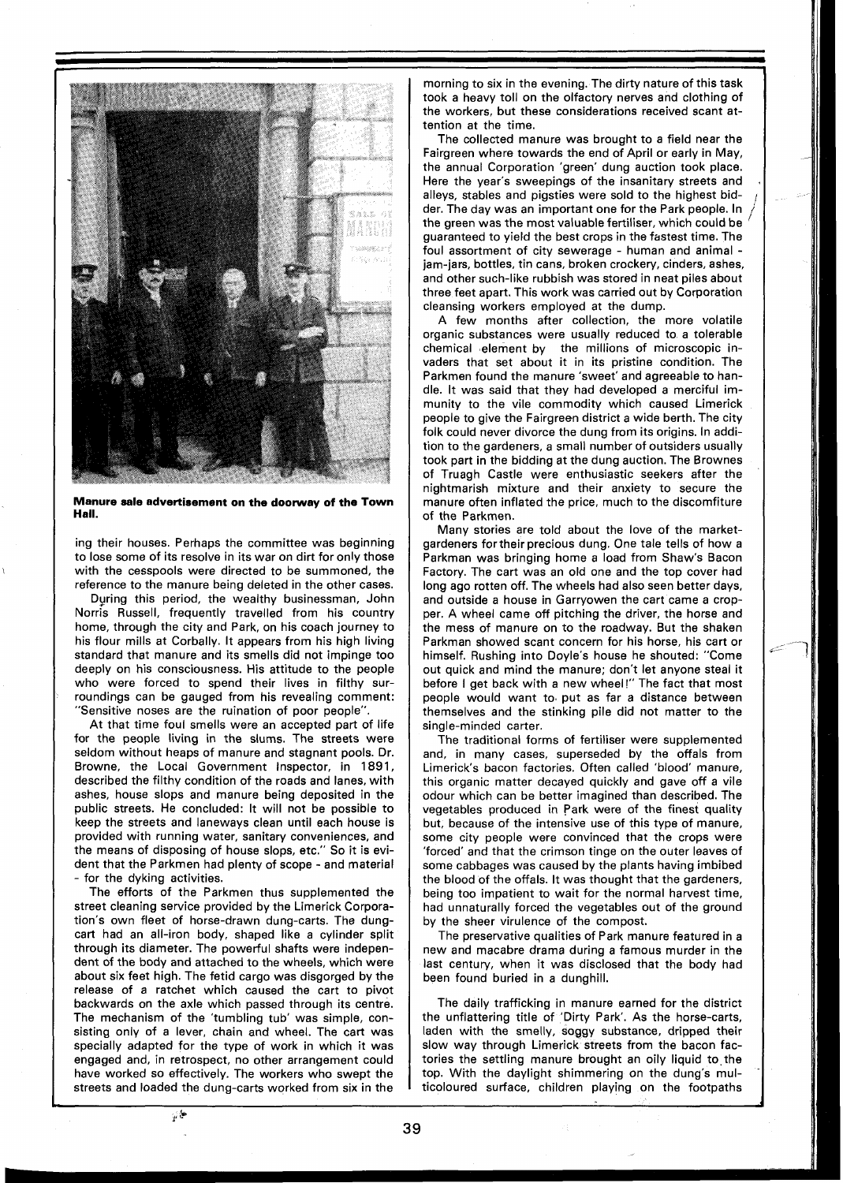**Manure sale advertisement on the doorway of the Town Hall.**

ing their houses. Perhaps the committee was beginning to lose some of its resolve in its war on dirt for only those with the cesspools were directed to be summoned, the reference to the manure being deleted in the other cases.

During this period, the wealthy businessman, John Norris Russell, frequently travelled from his country home, through the city and Park, on his coach journey to his flour mills at Corbally. It appears from his high living standard that manure and its smells did not impinge too deeply on his consciousness. His attitude to the people who were forced to spend their lives in filthy surroundings can be gauged from his revealing comment: "Sensitive noses are the ruination of poor people".

At that time foul smells were an accepted part of life for the people living in the slums. The streets were seldom without heaps of manure and stagnant pools. Dr. Browne, the Local Government Inspector, in 1891, described the filthy condition of the roads and lanes, with ashes, house slops and manure being deposited in the public streets. He concluded: It will not be possible to keep the streets and laneways clean until each house is provided with running water, sanitary conveniences, and the means of disposing of house slops, etc." So it is evident that the Parkmen had plenty of scope - and material - for the dyking activities.

The efforts of the Parkmen thus supplemented the street cleaning service provided by the Limerick Corporation's own fleet of horse-drawn dung-carts. The dung-cart had an all-iron body, shaped like a cylinder split through its diameter. The powerful shafts were independent of the body and attached to the wheels, which were about six feet high. The fetid cargo was disgorged by the release of a ratchet which caused the cart to pivot backwards on the axle which passed through its centre. The mechanism of the 'tumbling tub' was simple, consisting only of a lever, chain and wheel. The cart was specially adapted for the type of work in which it was engaged and, in retrospect, no other arrangement could have worked so effectively. The workers who swept the streets and loaded the dung-carts worked from six in the morning to six in the evening. The dirty nature of this task took a heavy toll on the olfactory nerves and clothing of the workers, but these considerations received scant attention at the time.

The collected manure was brought to a field near the Fairgreen where towards the end of April or early in May, the annual Corporation 'green' dung auction took place. Here the year's sweepings of the insanitary streets and alleys, stables and pigsties were sold to the highest bidder. The day was an important one for the Park people. In the green was the most valuable fertiliser, which could be guaranteed to yield the best crops in the fastest time. The foul assortment of city sewerage - human and animal - jam-jars, bottles, tin cans, broken crockery, cinders, ashes, and other such-like rubbish was stored in neat piles about three feet apart. This work was carried out by Corporation cleansing workers employed at the dump.

A few months after collection, the more volatile organic substances were usually reduced to a tolerable chemical element by the millions of microscopic invaders that set about it in its pristine condition. The Parkmen found the manure 'sweet' and agreeable to handle. It was said that they had developed a merciful immunity to the vile commodity which caused Limerick people to give the Fairgreen district a wide berth. The city folk could never divorce the dung from its origins. In addition to the gardeners, a small number of outsiders usually took part in the bidding at the dung auction. The Brownes of Truagh Castle were enthusiastic seekers after the nightmarish mixture and their anxiety to secure the manure often inflated the price, much to the discomfiture of the Parkmen.

Many stories are told about the love of the market-gardeners for their precious dung. One tale tells of how a Parkman was bringing home a load from Shaw's Bacon Factory. The cart was an old one and the top cover had long ago rotten off. The wheels had also seen better days, and outside a house in Garryowen the cart came a cropper. A wheel came off pitching the driver, the horse and the mess of manure on to the roadway. But the shaken Parkman showed scant concern for his horse, his cart or himself. Rushing into Doyle's house he shouted: "Come out quick and mind the manure; don't let anyone steal it before I get back with a new wheel!" The fact that most people would want to put as far a distance between themselves and the stinking pile did not matter to the single-minded carter.

The traditional forms of fertiliser were supplemented and, in many cases, superseded by the offals from Limerick's bacon factories. Often called 'blood' manure, this organic matter decayed quickly and gave off a vile odour which can be better imagined than described. The vegetables produced in Park were of the finest quality but, because of the intensive use of this type of manure, some city people were convinced that the crops were 'forced' and that the crimson tinge on the outer leaves of some cabbages was caused by the plants having imbibed the blood of the offals. It was thought that the gardeners, being too impatient to wait for the normal harvest time, had unnaturally forced the vegetables out of the ground by the sheer virulence of the compost.

The preservative qualities of Park manure featured in a new and macabre drama during a famous murder in the last century, when it was disclosed that the body had been found buried in a dunghill.

The daily trafficking in manure earned for the district the unflattering title of 'Dirty Park'. As the horse-carts, laden with the smelly, soggy substance, dripped their slow way through Limerick streets from the bacon factories the settling manure brought an oily liquid to the top. With the daylight shimmering on the dung's multicoloured surface, children playing on the footpaths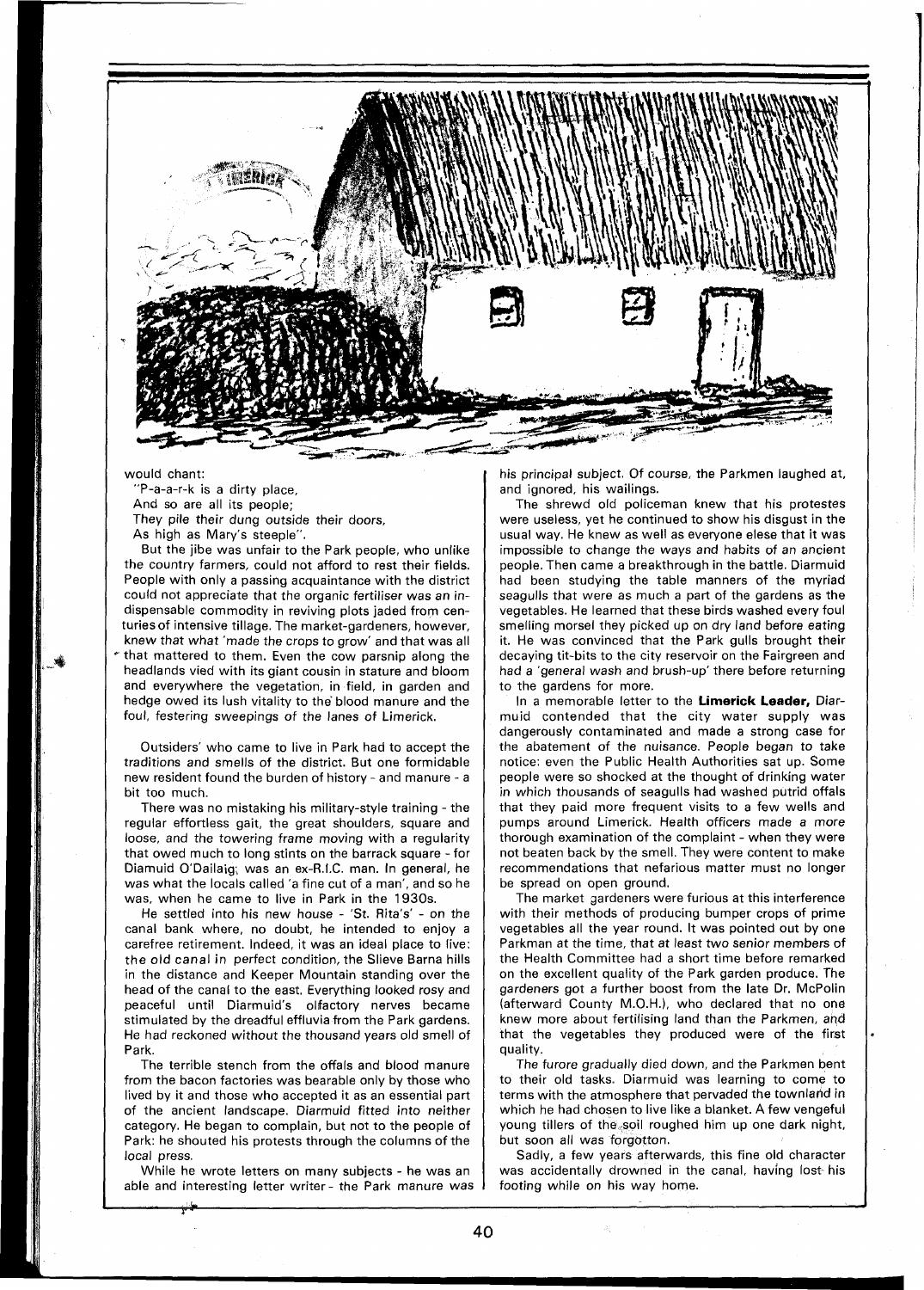would chant:

"P-a-a-r-k is a dirty place,
And so are all its people;
They pile their dung outside their doors,
As high as Mary's steeple".

But the jibe was unfair to the Park people, who unlike the country farmers, could not afford to rest their fields. People with only a passing acquaintance with the district could not appreciate that the organic fertiliser was an indispensable commodity in reviving plots jaded from centuries of intensive tillage. The market-gardeners, however, knew that what 'made the crops to grow' and that was all that mattered to them. Even the cow parsnip along the headlands vied with its giant cousin in stature and bloom and everywhere the vegetation, in field, in garden and hedge owed its lush vitality to the blood manure and the foul, festering sweepings of the lanes of Limerick.

Outsiders' who came to live in Park had to accept the traditions and smells of the district. But one formidable new resident found the burden of history - and manure - a bit too much.

There was no mistaking his military-style training - the regular effortless gait, the great shoulders, square and loose, and the towering frame moving with a regularity that owed much to long stints on the barrack square - for Diamuid O'Dailaig, was an ex-R.I.C. man. In general, he was what the locals called 'a fine cut of a man', and so he was, when he came to live in Park in the 1930s.

He settled into his new house - 'St. Rita's' - on the canal bank where, no doubt, he intended to enjoy a carefree retirement. Indeed, it was an ideal place to live: the old canal in perfect condition, the Slieve Barna hills in the distance and Keeper Mountain standing over the head of the canal to the east. Everything looked rosy and peaceful until Diarmuid's olfactory nerves became stimulated by the dreadful effluvia from the Park gardens. He had reckoned without the thousand years old smell of Park.

The terrible stench from the offals and blood manure from the bacon factories was bearable only by those who lived by it and those who accepted it as an essential part of the ancient landscape. Diarmuid fitted into neither category. He began to complain, but not to the people of Park: he shouted his protests through the columns of the local press.

While he wrote letters on many subjects - he was an able and interesting letter writer - the Park manure was his principal subject. Of course, the Parkmen laughed at, and ignored, his wailings.

The shrewd old policeman knew that his protestes were useless, yet he continued to show his disgust in the usual way. He knew as well as everyone elese that it was impossible to change the ways and habits of an ancient people. Then came a breakthrough in the battle. Diarmuid had been studying the table manners of the myriad seagulls that were as much a part of the gardens as the vegetables. He learned that these birds washed every foul smelling morsel they picked up on dry land before eating it. He was convinced that the Park gulls brought their decaying tit-bits to the city reservoir on the Fairgreen and had a 'general wash and brush-up' there before returning to the gardens for more.

In a memorable letter to the **Limerick Leader,** Diarmuid contended that the city water supply was dangerously contaminated and made a strong case for the abatement of the nuisance. People began to take notice: even the Public Health Authorities sat up. Some people were so shocked at the thought of drinking water in which thousands of seagulls had washed putrid offals that they paid more frequent visits to a few wells and pumps around Limerick. Health officers made a more thorough examination of the complaint - when they were not beaten back by the smell. They were content to make recommendations that nefarious matter must no longer be spread on open ground.

The market gardeners were furious at this interference with their methods of producing bumper crops of prime vegetables all the year round. It was pointed out by one Parkman at the time, that at least two senior members of the Health Committee had a short time before remarked on the excellent quality of the Park garden produce. The gardeners got a further boost from the late Dr. McPolin (afterward County M.O.H.), who declared that no one knew more about fertilising land than the Parkmen, and that the vegetables they produced were of the first quality.

The furore gradually died down, and the Parkmen bent to their old tasks. Diarmuid was learning to come to terms with the atmosphere that pervaded the townland in which he had chosen to live like a blanket. A few vengeful young tillers of the soil roughed him up one dark night, but soon all was forgotton.

Sadly, a few years afterwards, this fine old character was accidentally drowned in the canal, having lost his footing while on his way home.